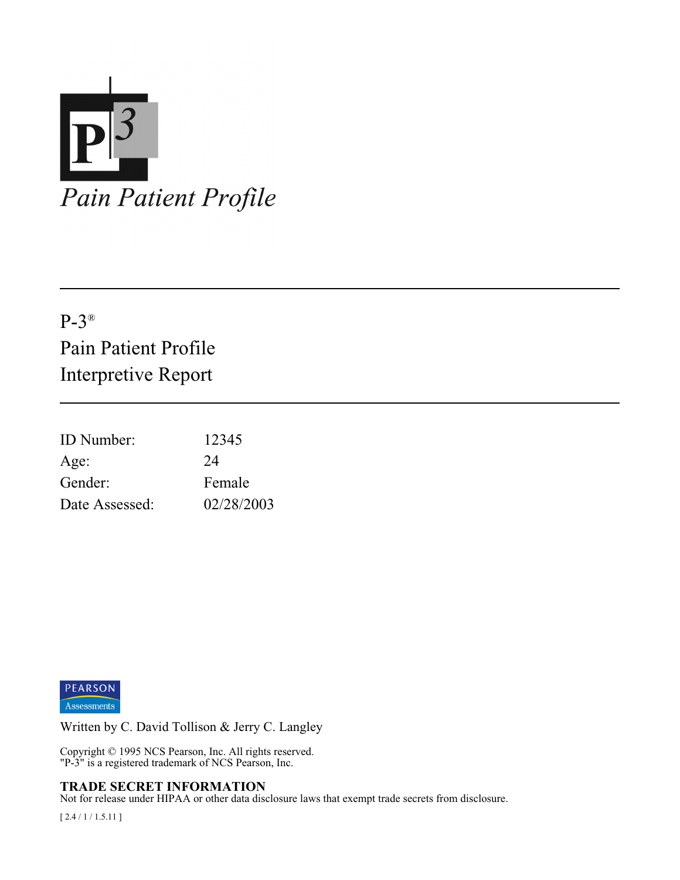# P-3 Pain Patient Profile

*Pain Patient Profile*

---

P-3®

Pain Patient Profile

Interpretive Report

---

| | |
|---|---|
| ID Number: | 12345 |
| Age: | 24 |
| Gender: | Female |
| Date Assessed: | 02/28/2003 |

PEARSON Assessments

Written by C. David Tollison & Jerry C. Langley

Copyright © 1995 NCS Pearson, Inc. All rights reserved.
"P-3" is a registered trademark of NCS Pearson, Inc.

**TRADE SECRET INFORMATION**
Not for release under HIPAA or other data disclosure laws that exempt trade secrets from disclosure.

[ 2.4 / 1 / 1.5.11 ]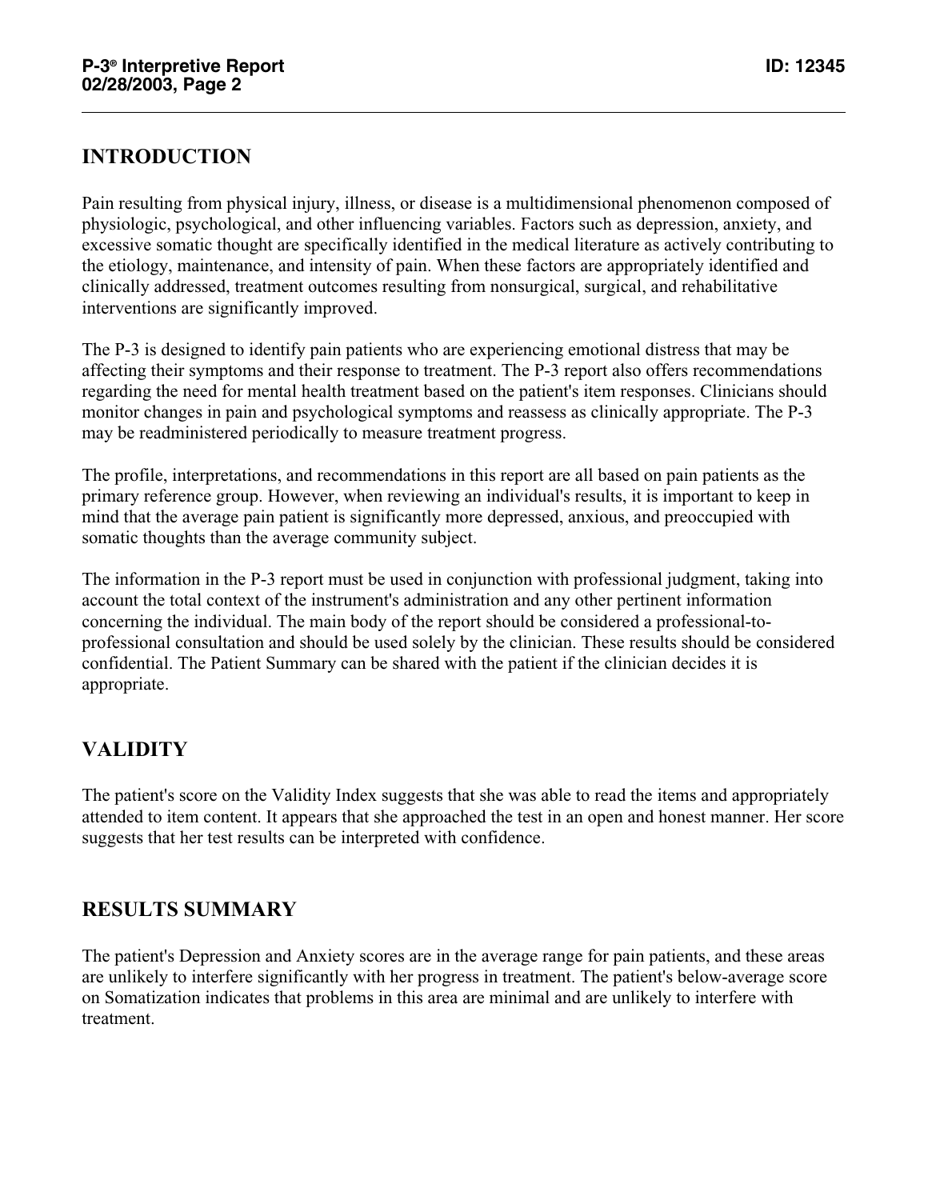## INTRODUCTION

Pain resulting from physical injury, illness, or disease is a multidimensional phenomenon composed of physiologic, psychological, and other influencing variables. Factors such as depression, anxiety, and excessive somatic thought are specifically identified in the medical literature as actively contributing to the etiology, maintenance, and intensity of pain. When these factors are appropriately identified and clinically addressed, treatment outcomes resulting from nonsurgical, surgical, and rehabilitative interventions are significantly improved.

The P-3 is designed to identify pain patients who are experiencing emotional distress that may be affecting their symptoms and their response to treatment. The P-3 report also offers recommendations regarding the need for mental health treatment based on the patient's item responses. Clinicians should monitor changes in pain and psychological symptoms and reassess as clinically appropriate. The P-3 may be readministered periodically to measure treatment progress.

The profile, interpretations, and recommendations in this report are all based on pain patients as the primary reference group. However, when reviewing an individual's results, it is important to keep in mind that the average pain patient is significantly more depressed, anxious, and preoccupied with somatic thoughts than the average community subject.

The information in the P-3 report must be used in conjunction with professional judgment, taking into account the total context of the instrument's administration and any other pertinent information concerning the individual. The main body of the report should be considered a professional-to-professional consultation and should be used solely by the clinician. These results should be considered confidential. The Patient Summary can be shared with the patient if the clinician decides it is appropriate.

## VALIDITY

The patient's score on the Validity Index suggests that she was able to read the items and appropriately attended to item content. It appears that she approached the test in an open and honest manner. Her score suggests that her test results can be interpreted with confidence.

## RESULTS SUMMARY

The patient's Depression and Anxiety scores are in the average range for pain patients, and these areas are unlikely to interfere significantly with her progress in treatment. The patient's below-average score on Somatization indicates that problems in this area are minimal and are unlikely to interfere with treatment.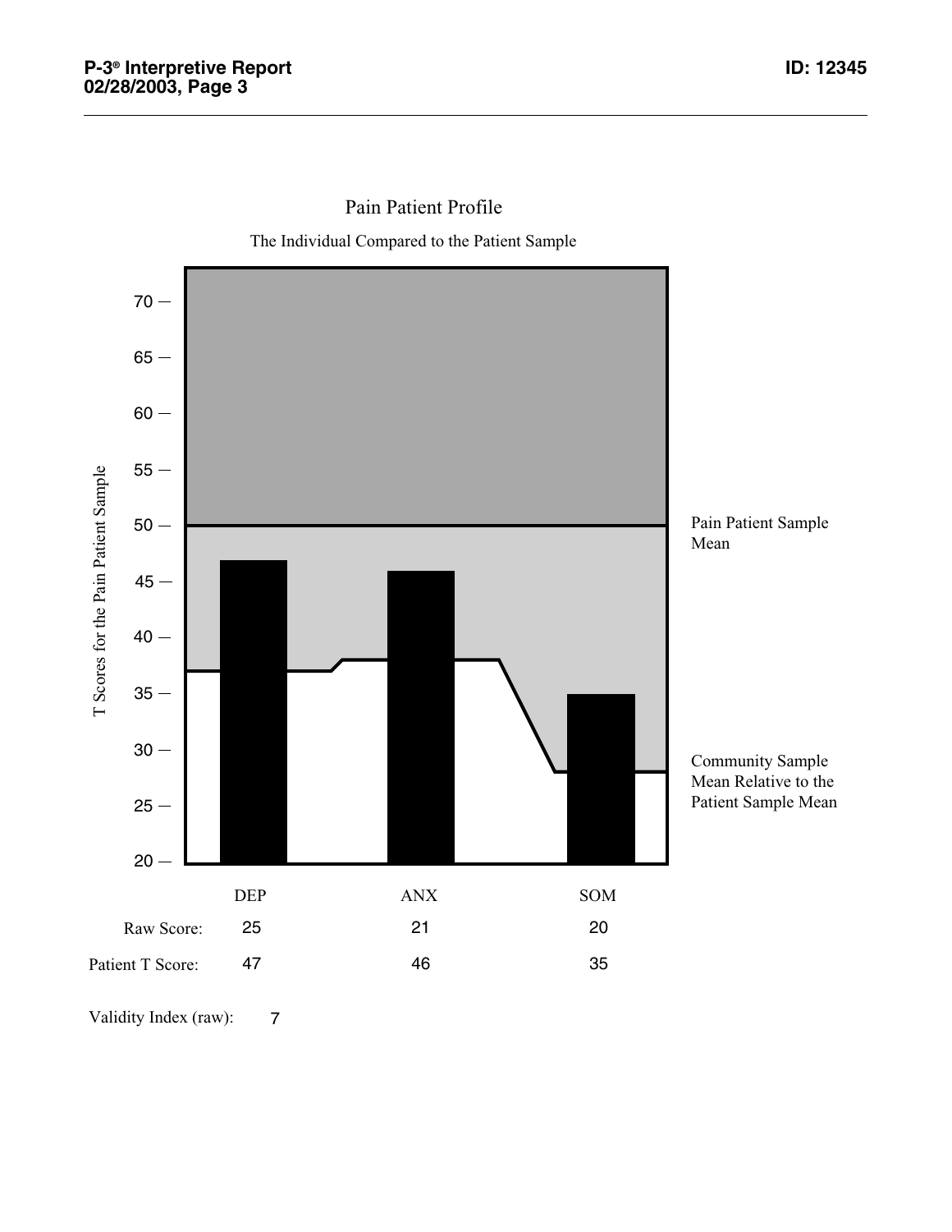## Pain Patient Profile

The Individual Compared to the Patient Sample

T Scores for the Pain Patient Sample

Pain Patient Sample Mean

Community Sample Mean Relative to the Patient Sample Mean

| | DEP | ANX | SOM |
|---|---|---|---|
| Raw Score: | 25 | 21 | 20 |
| Patient T Score: | 47 | 46 | 35 |

Validity Index (raw): 7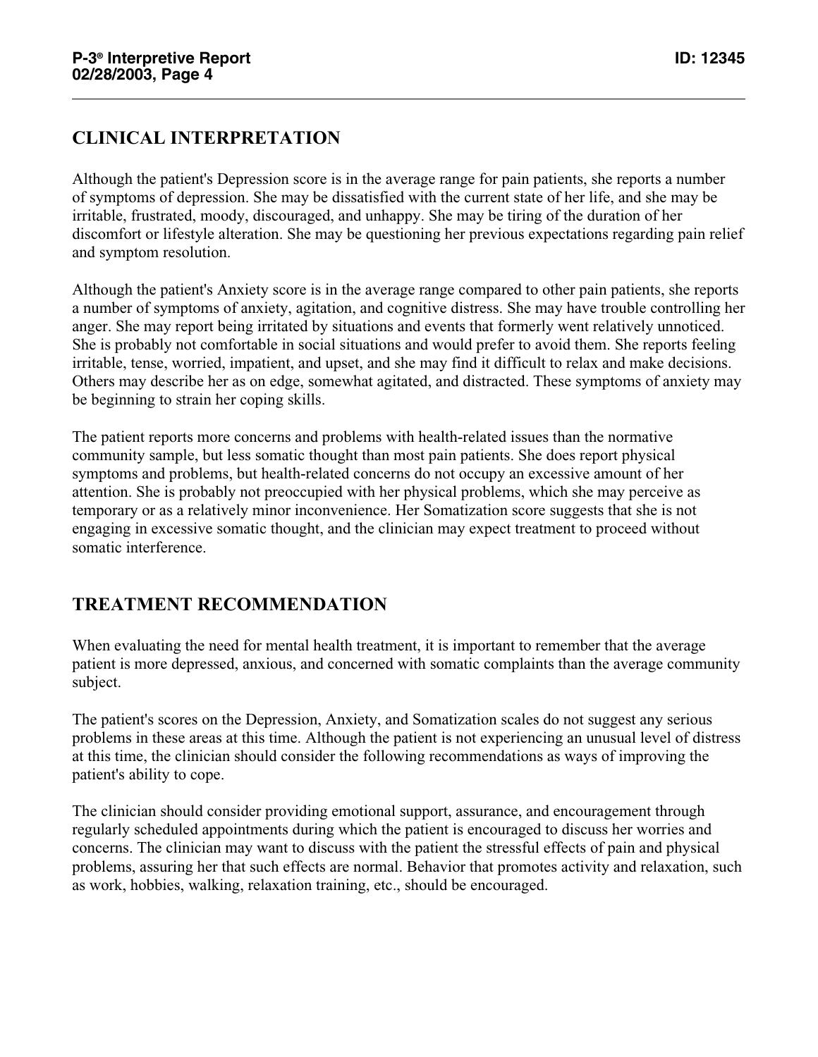## CLINICAL INTERPRETATION

Although the patient's Depression score is in the average range for pain patients, she reports a number of symptoms of depression. She may be dissatisfied with the current state of her life, and she may be irritable, frustrated, moody, discouraged, and unhappy. She may be tiring of the duration of her discomfort or lifestyle alteration. She may be questioning her previous expectations regarding pain relief and symptom resolution.

Although the patient's Anxiety score is in the average range compared to other pain patients, she reports a number of symptoms of anxiety, agitation, and cognitive distress. She may have trouble controlling her anger. She may report being irritated by situations and events that formerly went relatively unnoticed. She is probably not comfortable in social situations and would prefer to avoid them. She reports feeling irritable, tense, worried, impatient, and upset, and she may find it difficult to relax and make decisions. Others may describe her as on edge, somewhat agitated, and distracted. These symptoms of anxiety may be beginning to strain her coping skills.

The patient reports more concerns and problems with health-related issues than the normative community sample, but less somatic thought than most pain patients. She does report physical symptoms and problems, but health-related concerns do not occupy an excessive amount of her attention. She is probably not preoccupied with her physical problems, which she may perceive as temporary or as a relatively minor inconvenience. Her Somatization score suggests that she is not engaging in excessive somatic thought, and the clinician may expect treatment to proceed without somatic interference.

## TREATMENT RECOMMENDATION

When evaluating the need for mental health treatment, it is important to remember that the average patient is more depressed, anxious, and concerned with somatic complaints than the average community subject.

The patient's scores on the Depression, Anxiety, and Somatization scales do not suggest any serious problems in these areas at this time. Although the patient is not experiencing an unusual level of distress at this time, the clinician should consider the following recommendations as ways of improving the patient's ability to cope.

The clinician should consider providing emotional support, assurance, and encouragement through regularly scheduled appointments during which the patient is encouraged to discuss her worries and concerns. The clinician may want to discuss with the patient the stressful effects of pain and physical problems, assuring her that such effects are normal. Behavior that promotes activity and relaxation, such as work, hobbies, walking, relaxation training, etc., should be encouraged.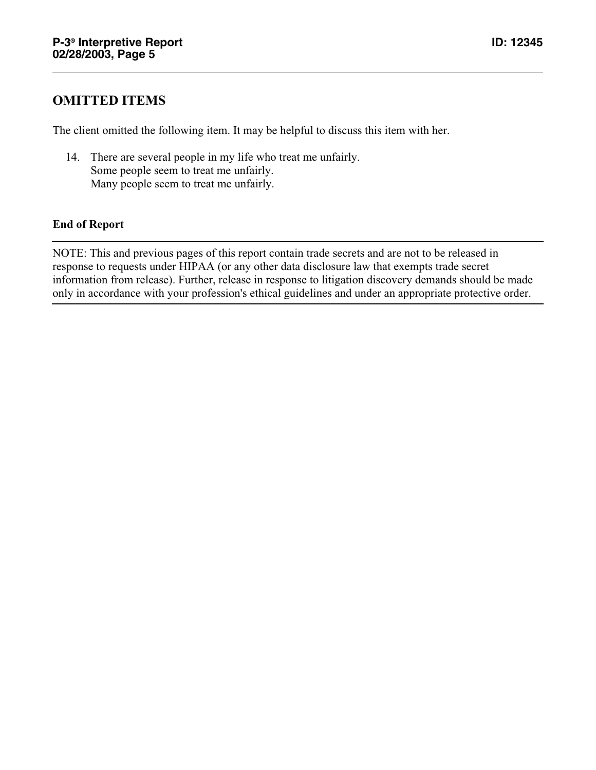## OMITTED ITEMS

The client omitted the following item. It may be helpful to discuss this item with her.

14. There are several people in my life who treat me unfairly.
    Some people seem to treat me unfairly.
    Many people seem to treat me unfairly.

**End of Report**

---

NOTE: This and previous pages of this report contain trade secrets and are not to be released in response to requests under HIPAA (or any other data disclosure law that exempts trade secret information from release). Further, release in response to litigation discovery demands should be made only in accordance with your profession's ethical guidelines and under an appropriate protective order.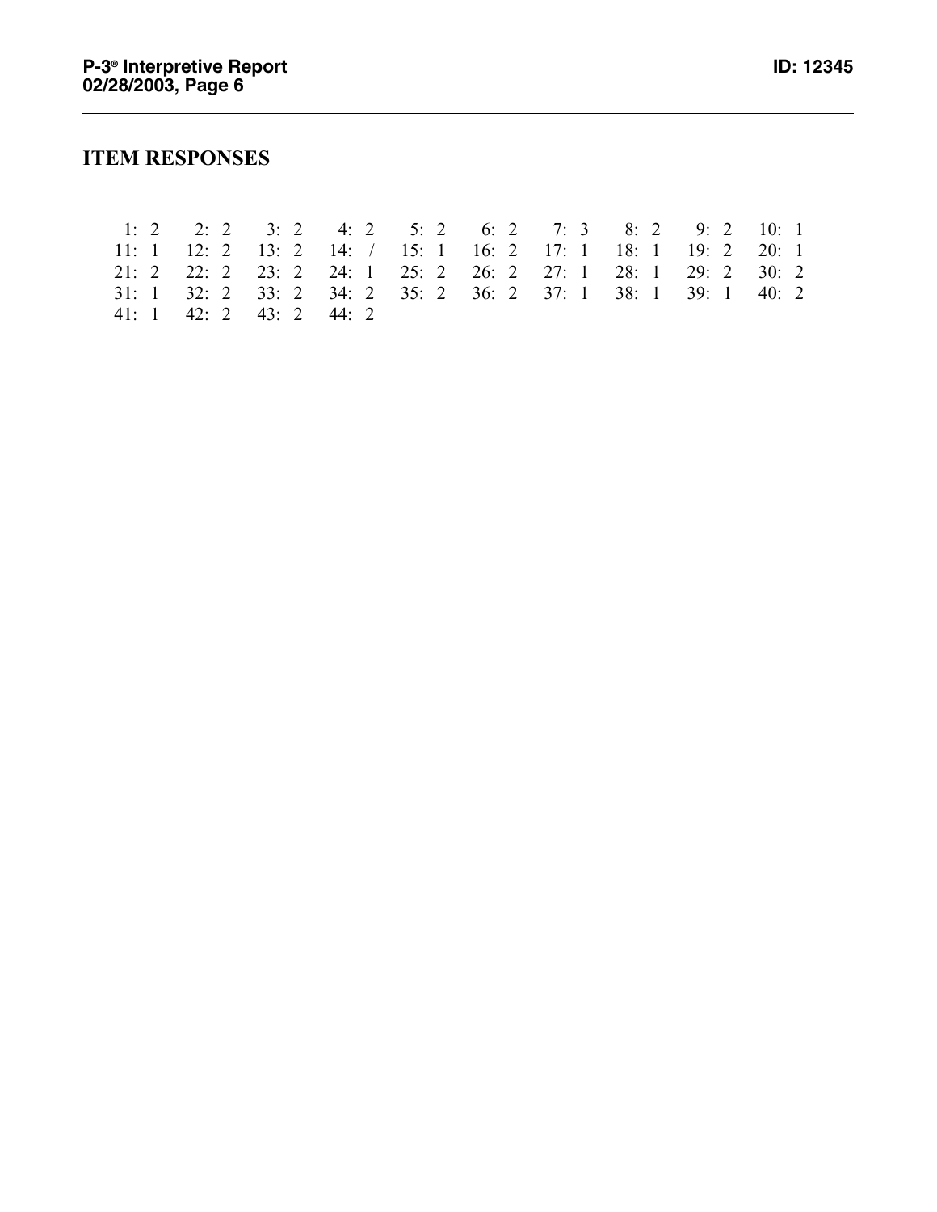# ITEM RESPONSES

| | | | | | | | | | |
|---|---|---|---|---|---|---|---|---|---|
| 1: 2 | 2: 2 | 3: 2 | 4: 2 | 5: 2 | 6: 2 | 7: 3 | 8: 2 | 9: 2 | 10: 1 |
| 11: 1 | 12: 2 | 13: 2 | 14: / | 15: 1 | 16: 2 | 17: 1 | 18: 1 | 19: 2 | 20: 1 |
| 21: 2 | 22: 2 | 23: 2 | 24: 1 | 25: 2 | 26: 2 | 27: 1 | 28: 1 | 29: 2 | 30: 2 |
| 31: 1 | 32: 2 | 33: 2 | 34: 2 | 35: 2 | 36: 2 | 37: 1 | 38: 1 | 39: 1 | 40: 2 |
| 41: 1 | 42: 2 | 43: 2 | 44: 2 | | | | | | |